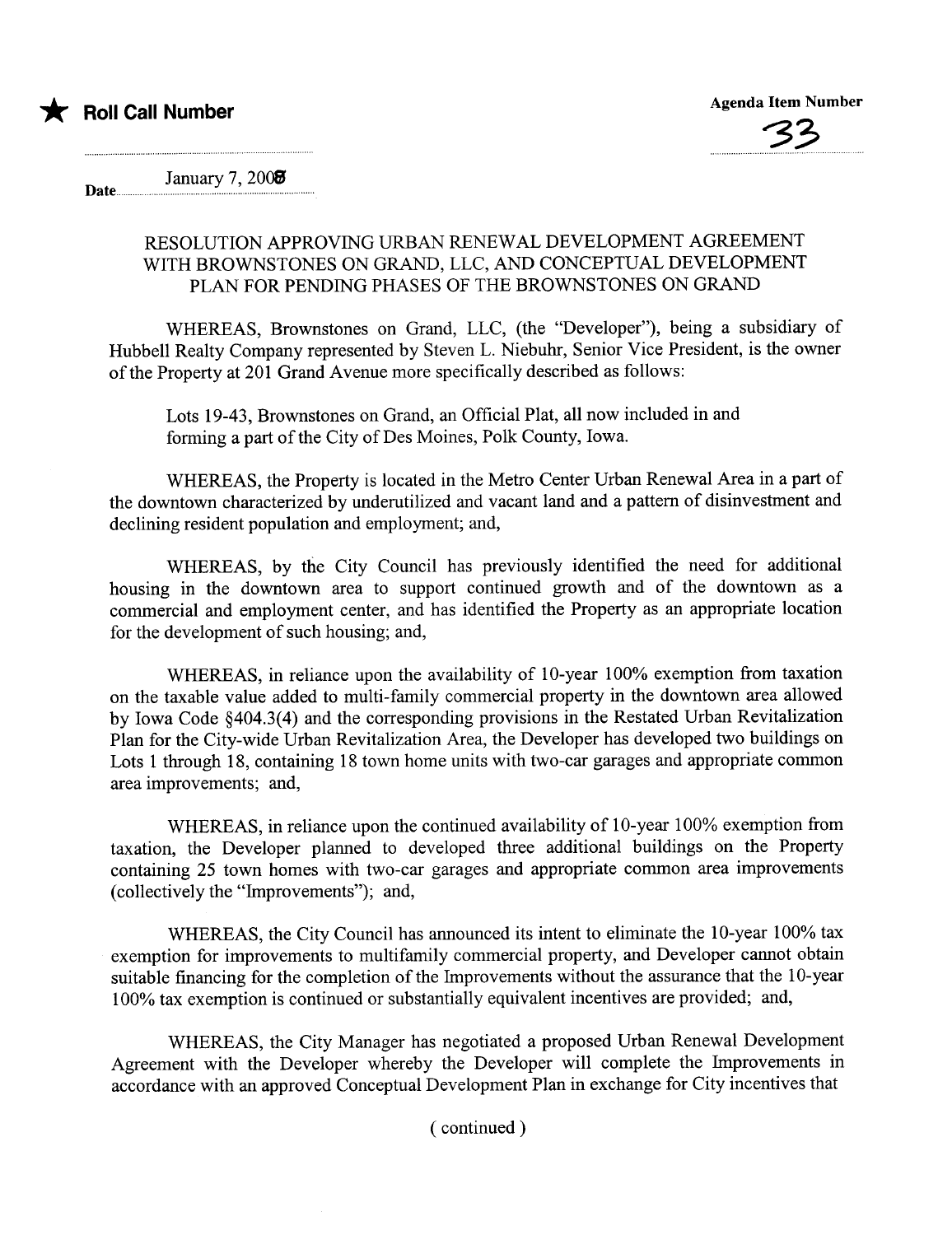★ **Roll Call Number**

Agenda Item Number

33

Date January 7, 2008

RESOLUTION APPROVING URBAN RENEWAL DEVELOPMENT AGREEMENT WITH BROWNSTONES ON GRAND, LLC, AND CONCEPTUAL DEVELOPMENT PLAN FOR PENDING PHASES OF THE BROWNSTONES ON GRAND

WHEREAS, Brownstones on Grand, LLC, (the "Developer"), being a subsidiary of Hubbell Realty Company represented by Steven L. Niebuhr, Senior Vice President, is the owner of the Property at 201 Grand Avenue more specifically described as follows:

> Lots 19-43, Brownstones on Grand, an Official Plat, all now included in and forming a part of the City of Des Moines, Polk County, Iowa.

WHEREAS, the Property is located in the Metro Center Urban Renewal Area in a part of the downtown characterized by underutilized and vacant land and a pattern of disinvestment and declining resident population and employment; and,

WHEREAS, by the City Council has previously identified the need for additional housing in the downtown area to support continued growth and of the downtown as a commercial and employment center, and has identified the Property as an appropriate location for the development of such housing; and,

WHEREAS, in reliance upon the availability of 10-year 100% exemption from taxation on the taxable value added to multi-family commercial property in the downtown area allowed by Iowa Code §404.3(4) and the corresponding provisions in the Restated Urban Revitalization Plan for the City-wide Urban Revitalization Area, the Developer has developed two buildings on Lots 1 through 18, containing 18 town home units with two-car garages and appropriate common area improvements; and,

WHEREAS, in reliance upon the continued availability of 10-year 100% exemption from taxation, the Developer planned to developed three additional buildings on the Property containing 25 town homes with two-car garages and appropriate common area improvements (collectively the "Improvements"); and,

WHEREAS, the City Council has announced its intent to eliminate the 10-year 100% tax exemption for improvements to multifamily commercial property, and Developer cannot obtain suitable financing for the completion of the Improvements without the assurance that the 10-year 100% tax exemption is continued or substantially equivalent incentives are provided; and,

WHEREAS, the City Manager has negotiated a proposed Urban Renewal Development Agreement with the Developer whereby the Developer will complete the Improvements in accordance with an approved Conceptual Development Plan in exchange for City incentives that

( continued )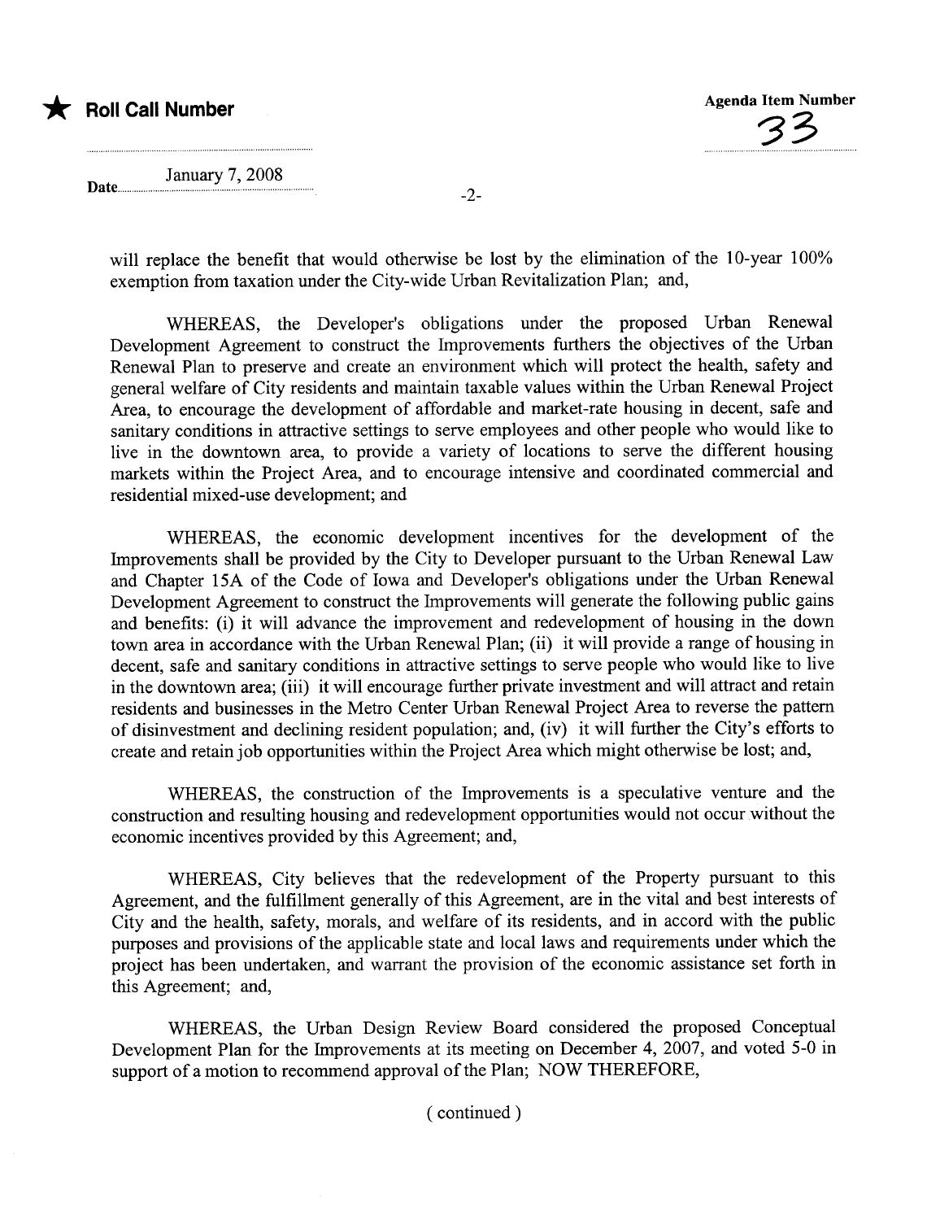will replace the benefit that would otherwise be lost by the elimination of the 10-year 100% exemption from taxation under the City-wide Urban Revitalization Plan; and,

WHEREAS, the Developer's obligations under the proposed Urban Renewal Development Agreement to construct the Improvements furthers the objectives of the Urban Renewal Plan to preserve and create an environment which will protect the health, safety and general welfare of City residents and maintain taxable values within the Urban Renewal Project Area, to encourage the development of affordable and market-rate housing in decent, safe and sanitary conditions in attractive settings to serve employees and other people who would like to live in the downtown area, to provide a variety of locations to serve the different housing markets within the Project Area, and to encourage intensive and coordinated commercial and residential mixed-use development; and

WHEREAS, the economic development incentives for the development of the Improvements shall be provided by the City to Developer pursuant to the Urban Renewal Law and Chapter 15A of the Code of Iowa and Developer's obligations under the Urban Renewal Development Agreement to construct the Improvements will generate the following public gains and benefits: (i) it will advance the improvement and redevelopment of housing in the down town area in accordance with the Urban Renewal Plan; (ii) it will provide a range of housing in decent, safe and sanitary conditions in attractive settings to serve people who would like to live in the downtown area; (iii) it will encourage further private investment and will attract and retain residents and businesses in the Metro Center Urban Renewal Project Area to reverse the pattern of disinvestment and declining resident population; and, (iv) it will further the City's efforts to create and retain job opportunities within the Project Area which might otherwise be lost; and,

WHEREAS, the construction of the Improvements is a speculative venture and the construction and resulting housing and redevelopment opportunities would not occur without the economic incentives provided by this Agreement; and,

WHEREAS, City believes that the redevelopment of the Property pursuant to this Agreement, and the fulfillment generally of this Agreement, are in the vital and best interests of City and the health, safety, morals, and welfare of its residents, and in accord with the public purposes and provisions of the applicable state and local laws and requirements under which the project has been undertaken, and warrant the provision of the economic assistance set forth in this Agreement; and,

WHEREAS, the Urban Design Review Board considered the proposed Conceptual Development Plan for the Improvements at its meeting on December 4, 2007, and voted 5-0 in support of a motion to recommend approval of the Plan; NOW THEREFORE,

( continued )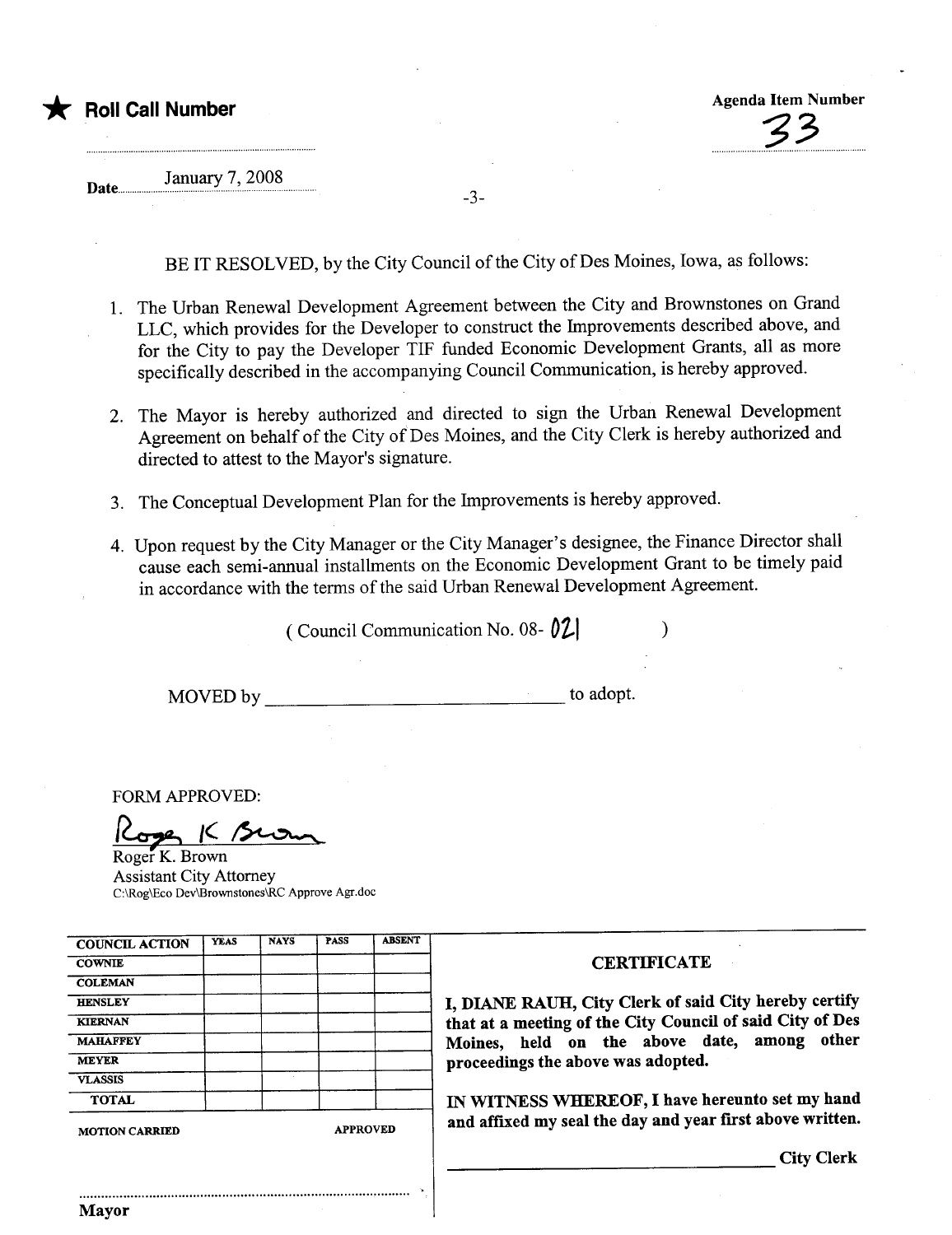★ **Roll Call Number**

**Agenda Item Number**

33

Date January 7, 2008

BE IT RESOLVED, by the City Council of the City of Des Moines, Iowa, as follows:

1. The Urban Renewal Development Agreement between the City and Brownstones on Grand LLC, which provides for the Developer to construct the Improvements described above, and for the City to pay the Developer TIF funded Economic Development Grants, all as more specifically described in the accompanying Council Communication, is hereby approved.

2. The Mayor is hereby authorized and directed to sign the Urban Renewal Development Agreement on behalf of the City of Des Moines, and the City Clerk is hereby authorized and directed to attest to the Mayor's signature.

3. The Conceptual Development Plan for the Improvements is hereby approved.

4. Upon request by the City Manager or the City Manager's designee, the Finance Director shall cause each semi-annual installments on the Economic Development Grant to be timely paid in accordance with the terms of the said Urban Renewal Development Agreement.

( Council Communication No. 08- 021 )

MOVED by ______________________________ to adopt.

FORM APPROVED:

Roger K. Brown
Roger K. Brown
Assistant City Attorney
C:\Rog\Eco Dev\Brownstones\RC Approve Agr.doc

| COUNCIL ACTION | YEAS | NAYS | PASS | ABSENT |
|---|---|---|---|---|
| COWNIE | | | | |
| COLEMAN | | | | |
| HENSLEY | | | | |
| KIERNAN | | | | |
| MAHAFFEY | | | | |
| MEYER | | | | |
| VLASSIS | | | | |
| TOTAL | | | | |

MOTION CARRIED APPROVED

Mayor

**CERTIFICATE**

**I, DIANE RAUH, City Clerk of said City hereby certify that at a meeting of the City Council of said City of Des Moines, held on the above date, among other proceedings the above was adopted.**

**IN WITNESS WHEREOF, I have hereunto set my hand and affixed my seal the day and year first above written.**

______________________________ **City Clerk**